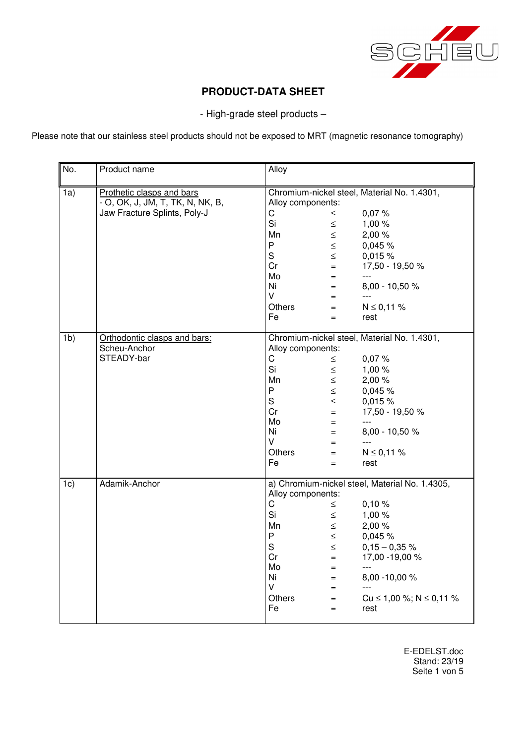# PRODUCT-DATA SHEET

- High-grade steel products –

Please note that our stainless steel products should not be exposed to MRT (magnetic resonance tomography)

| No. | Product name | Alloy |
|---|---|---|
| 1a) | Prothetic clasps and bars<br>- O, OK, J, JM, T, TK, N, NK, B,<br>Jaw Fracture Splints, Poly-J | Chromium-nickel steel, Material No. 1.4301,<br>Alloy components:<br>C ≤ 0,07 %<br>Si ≤ 1,00 %<br>Mn ≤ 2,00 %<br>P ≤ 0,045 %<br>S ≤ 0,015 %<br>Cr = 17,50 - 19,50 %<br>Mo = ---<br>Ni = 8,00 - 10,50 %<br>V = ---<br>Others = N ≤ 0,11 %<br>Fe = rest |
| 1b) | Orthodontic clasps and bars:<br>Scheu-Anchor<br>STEADY-bar | Chromium-nickel steel, Material No. 1.4301,<br>Alloy components:<br>C ≤ 0,07 %<br>Si ≤ 1,00 %<br>Mn ≤ 2,00 %<br>P ≤ 0,045 %<br>S ≤ 0,015 %<br>Cr = 17,50 - 19,50 %<br>Mo = ---<br>Ni = 8,00 - 10,50 %<br>V = ---<br>Others = N ≤ 0,11 %<br>Fe = rest |
| 1c) | Adamik-Anchor | a) Chromium-nickel steel, Material No. 1.4305,<br>Alloy components:<br>C ≤ 0,10 %<br>Si ≤ 1,00 %<br>Mn ≤ 2,00 %<br>P ≤ 0,045 %<br>S ≤ 0,15 – 0,35 %<br>Cr = 17,00 -19,00 %<br>Mo = ---<br>Ni = 8,00 -10,00 %<br>V = ---<br>Others = Cu ≤ 1,00 %; N ≤ 0,11 %<br>Fe = rest |

E-EDELST.doc
Stand: 23/19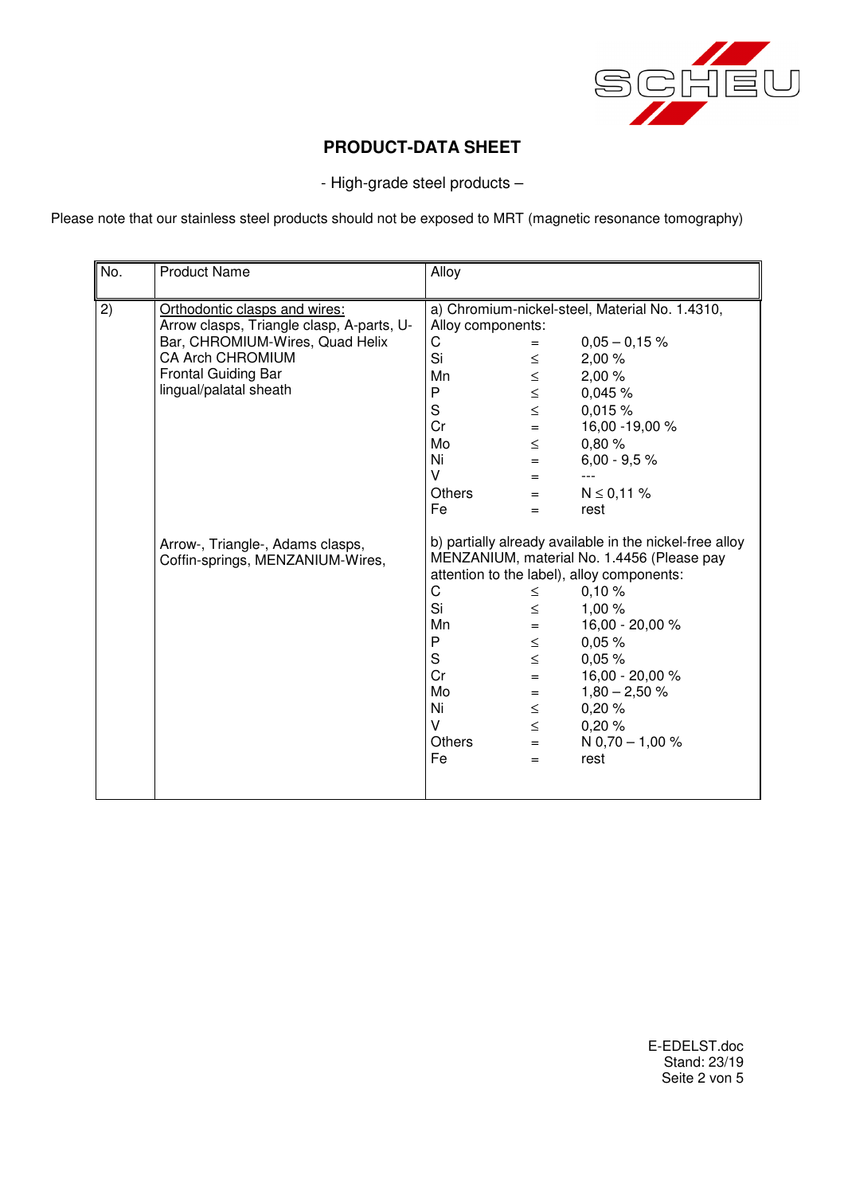## PRODUCT-DATA SHEET

- High-grade steel products –

Please note that our stainless steel products should not be exposed to MRT (magnetic resonance tomography)

| No. | Product Name | Alloy |
|---|---|---|
| 2) | Orthodontic clasps and wires:<br>Arrow clasps, Triangle clasp, A-parts, U-Bar, CHROMIUM-Wires, Quad Helix<br>CA Arch CHROMIUM<br>Frontal Guiding Bar<br>lingual/palatal sheath | a) Chromium-nickel-steel, Material No. 1.4310, Alloy components:<br>C = 0,05 – 0,15 %<br>Si ≤ 2,00 %<br>Mn ≤ 2,00 %<br>P ≤ 0,045 %<br>S ≤ 0,015 %<br>Cr = 16,00 -19,00 %<br>Mo ≤ 0,80 %<br>Ni = 6,00 - 9,5 %<br>V = ---<br>Others = N ≤ 0,11 %<br>Fe = rest |
| | Arrow-, Triangle-, Adams clasps, Coffin-springs, MENZANIUM-Wires, | b) partially already available in the nickel-free alloy MENZANIUM, material No. 1.4456 (Please pay attention to the label), alloy components:<br>C ≤ 0,10 %<br>Si ≤ 1,00 %<br>Mn = 16,00 - 20,00 %<br>P ≤ 0,05 %<br>S ≤ 0,05 %<br>Cr = 16,00 - 20,00 %<br>Mo = 1,80 – 2,50 %<br>Ni ≤ 0,20 %<br>V ≤ 0,20 %<br>Others = N 0,70 – 1,00 %<br>Fe = rest |

E-EDELST.doc
Stand: 23/19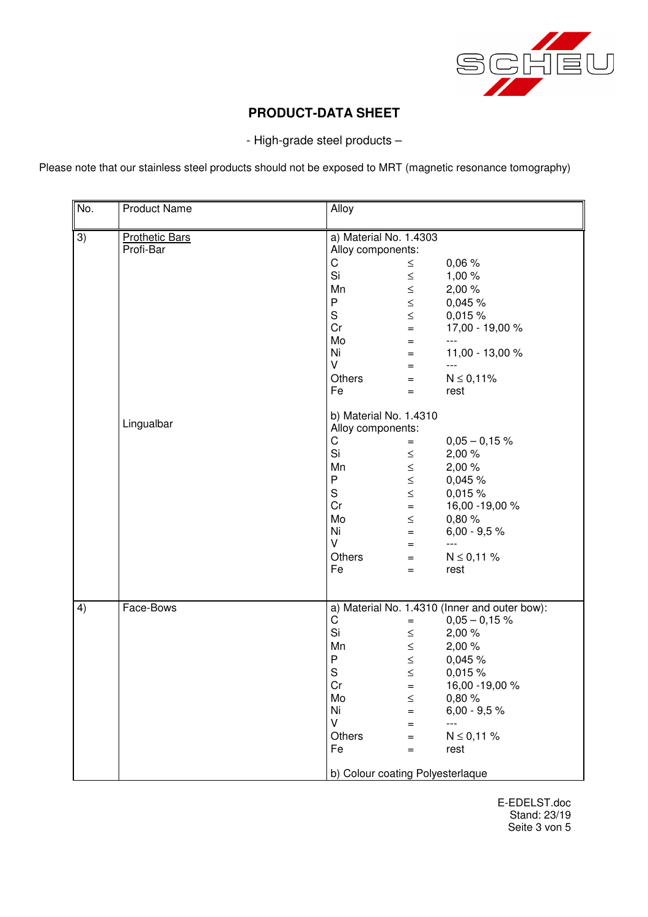## PRODUCT-DATA SHEET

- High-grade steel products –

Please note that our stainless steel products should not be exposed to MRT (magnetic resonance tomography)

| No. | Product Name | Alloy |
|---|---|---|
| 3) | Prothetic Bars<br>Profi-Bar | a) Material No. 1.4303<br>Alloy components:<br>C ≤ 0,06 %<br>Si ≤ 1,00 %<br>Mn ≤ 2,00 %<br>P ≤ 0,045 %<br>S ≤ 0,015 %<br>Cr = 17,00 - 19,00 %<br>Mo = ---<br>Ni = 11,00 - 13,00 %<br>V = ---<br>Others = N ≤ 0,11%<br>Fe = rest |
| | Lingualbar | b) Material No. 1.4310<br>Alloy components:<br>C = 0,05 – 0,15 %<br>Si ≤ 2,00 %<br>Mn ≤ 2,00 %<br>P ≤ 0,045 %<br>S ≤ 0,015 %<br>Cr = 16,00 -19,00 %<br>Mo ≤ 0,80 %<br>Ni = 6,00 - 9,5 %<br>V = ---<br>Others = N ≤ 0,11 %<br>Fe = rest |
| 4) | Face-Bows | a) Material No. 1.4310 (Inner and outer bow):<br>C = 0,05 – 0,15 %<br>Si ≤ 2,00 %<br>Mn ≤ 2,00 %<br>P ≤ 0,045 %<br>S ≤ 0,015 %<br>Cr = 16,00 -19,00 %<br>Mo ≤ 0,80 %<br>Ni = 6,00 - 9,5 %<br>V = ---<br>Others = N ≤ 0,11 %<br>Fe = rest<br><br>b) Colour coating Polyesterlaque |

E-EDELST.doc
Stand: 23/19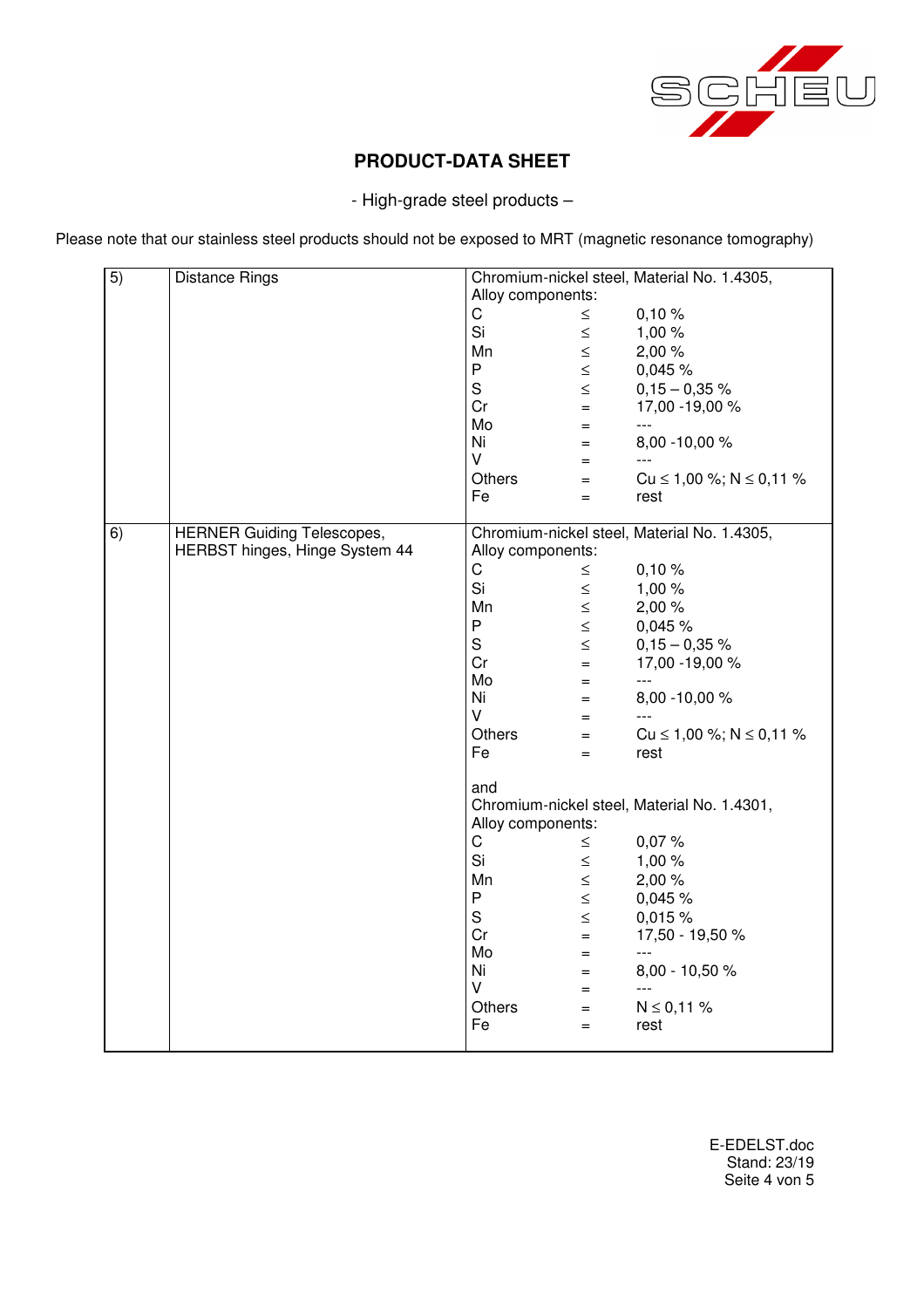## PRODUCT-DATA SHEET

- High-grade steel products –

Please note that our stainless steel products should not be exposed to MRT (magnetic resonance tomography)

| | | |
|---|---|---|
| 5) | Distance Rings | Chromium-nickel steel, Material No. 1.4305,<br>Alloy components:<br>C ≤ 0,10 %<br>Si ≤ 1,00 %<br>Mn ≤ 2,00 %<br>P ≤ 0,045 %<br>S ≤ 0,15 – 0,35 %<br>Cr = 17,00 -19,00 %<br>Mo = ---<br>Ni = 8,00 -10,00 %<br>V = ---<br>Others = Cu ≤ 1,00 %; N ≤ 0,11 %<br>Fe = rest |
| 6) | HERNER Guiding Telescopes,<br>HERBST hinges, Hinge System 44 | Chromium-nickel steel, Material No. 1.4305,<br>Alloy components:<br>C ≤ 0,10 %<br>Si ≤ 1,00 %<br>Mn ≤ 2,00 %<br>P ≤ 0,045 %<br>S ≤ 0,15 – 0,35 %<br>Cr = 17,00 -19,00 %<br>Mo = ---<br>Ni = 8,00 -10,00 %<br>V = ---<br>Others = Cu ≤ 1,00 %; N ≤ 0,11 %<br>Fe = rest<br><br>and<br>Chromium-nickel steel, Material No. 1.4301,<br>Alloy components:<br>C ≤ 0,07 %<br>Si ≤ 1,00 %<br>Mn ≤ 2,00 %<br>P ≤ 0,045 %<br>S ≤ 0,015 %<br>Cr = 17,50 - 19,50 %<br>Mo = ---<br>Ni = 8,00 - 10,50 %<br>V = ---<br>Others = N ≤ 0,11 %<br>Fe = rest |

E-EDELST.doc
Stand: 23/19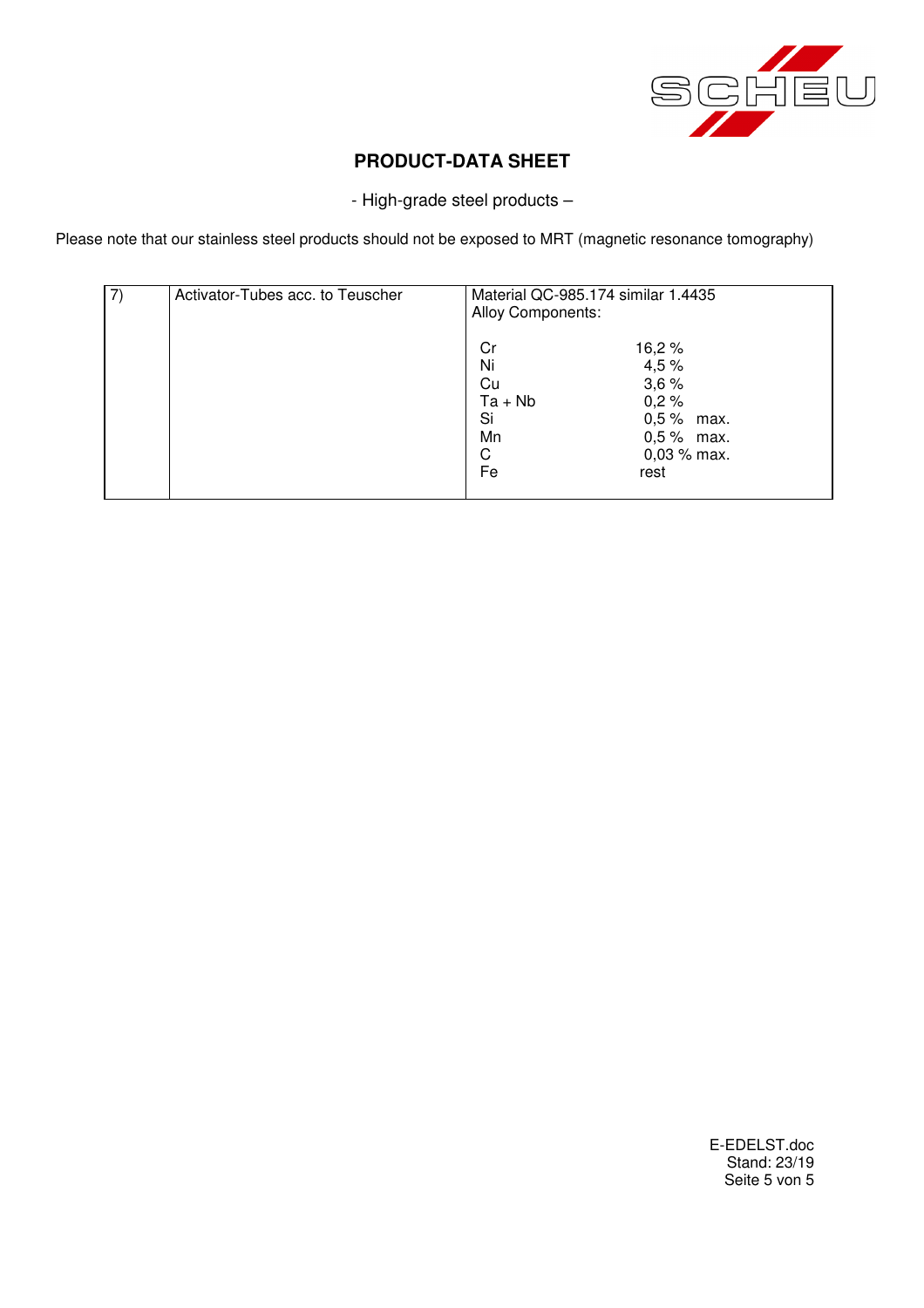## PRODUCT-DATA SHEET

- High-grade steel products –

Please note that our stainless steel products should not be exposed to MRT (magnetic resonance tomography)

| | | |
|---|---|---|
| 7) | Activator-Tubes acc. to Teuscher | Material QC-985.174 similar 1.4435<br>Alloy Components:<br><br>Cr 16,2 %<br>Ni 4,5 %<br>Cu 3,6 %<br>Ta + Nb 0,2 %<br>Si 0,5 % max.<br>Mn 0,5 % max.<br>C 0,03 % max.<br>Fe rest |

E-EDELST.doc
Stand: 23/19